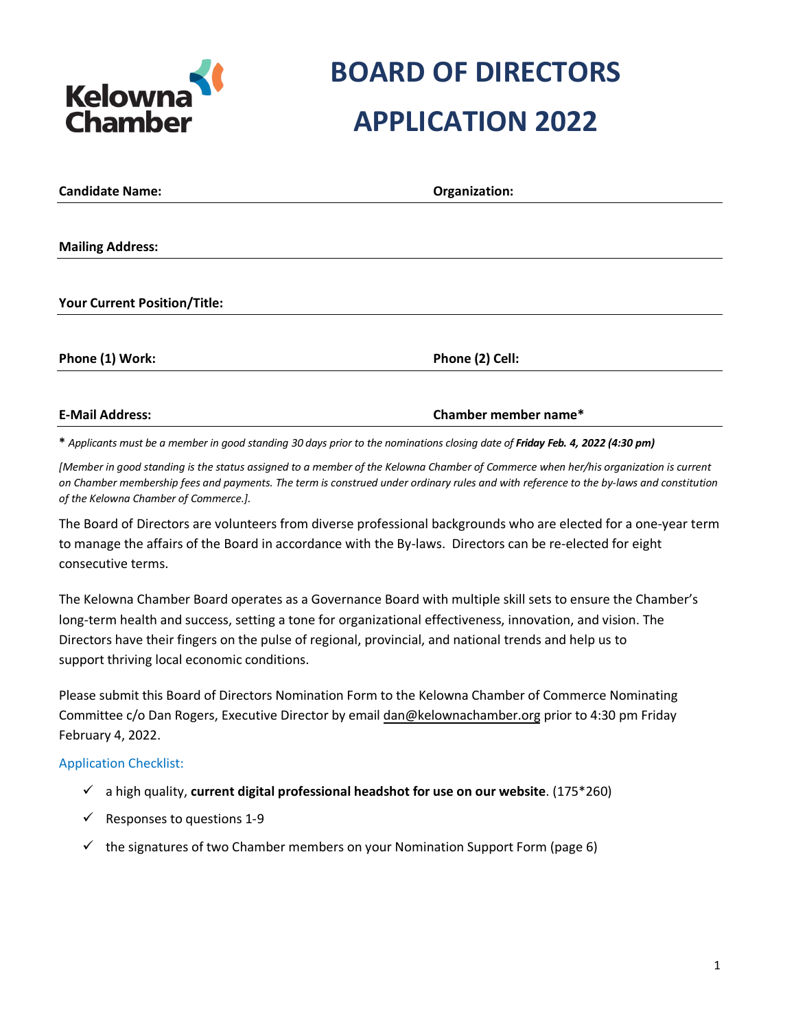Kelowna Chamber

# BOARD OF DIRECTORS APPLICATION 2022

**Candidate Name:** **Organization:**

**Mailing Address:**

**Your Current Position/Title:**

**Phone (1) Work:** **Phone (2) Cell:**

**E-Mail Address:** **Chamber member name***

**\*** *Applicants must be a member in good standing 30 days prior to the nominations closing date of* ***Friday Feb. 4, 2022 (4:30 pm)***

*[Member in good standing is the status assigned to a member of the Kelowna Chamber of Commerce when her/his organization is current on Chamber membership fees and payments. The term is construed under ordinary rules and with reference to the by-laws and constitution of the Kelowna Chamber of Commerce.].*

The Board of Directors are volunteers from diverse professional backgrounds who are elected for a one-year term to manage the affairs of the Board in accordance with the By-laws. Directors can be re-elected for eight consecutive terms.

The Kelowna Chamber Board operates as a Governance Board with multiple skill sets to ensure the Chamber's long-term health and success, setting a tone for organizational effectiveness, innovation, and vision. The Directors have their fingers on the pulse of regional, provincial, and national trends and help us to support thriving local economic conditions.

Please submit this Board of Directors Nomination Form to the Kelowna Chamber of Commerce Nominating Committee c/o Dan Rogers, Executive Director by email dan@kelownachamber.org prior to 4:30 pm Friday February 4, 2022.

Application Checklist:

- ✓ a high quality, **current digital professional headshot for use on our website**. (175*260)
- ✓ Responses to questions 1-9
- ✓ the signatures of two Chamber members on your Nomination Support Form (page 6)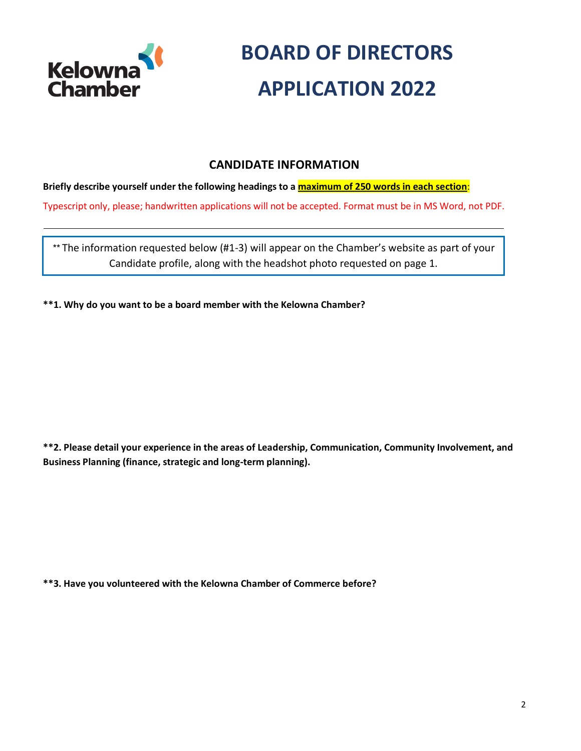Kelowna Chamber

# BOARD OF DIRECTORS APPLICATION 2022

## CANDIDATE INFORMATION

**Briefly describe yourself under the following headings to a maximum of 250 words in each section:**

Typescript only, please; handwritten applications will not be accepted. Format must be in MS Word, not PDF.

---

** The information requested below (#1-3) will appear on the Chamber's website as part of your Candidate profile, along with the headshot photo requested on page 1.

**\*\*1. Why do you want to be a board member with the Kelowna Chamber?**

**\*\*2. Please detail your experience in the areas of Leadership, Communication, Community Involvement, and Business Planning (finance, strategic and long-term planning).**

**\*\*3. Have you volunteered with the Kelowna Chamber of Commerce before?**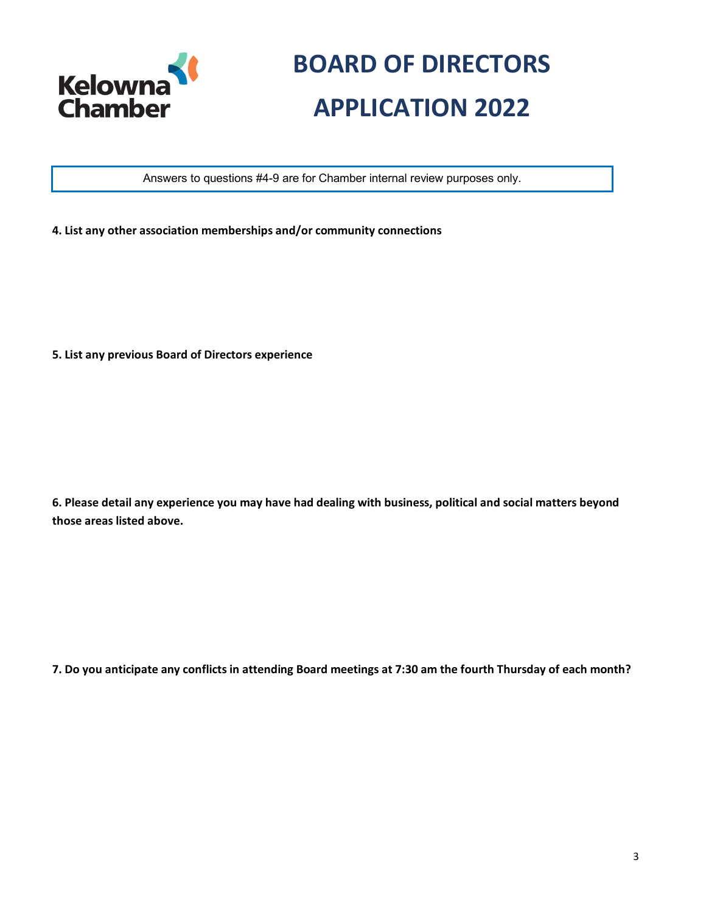Kelowna Chamber

# BOARD OF DIRECTORS APPLICATION 2022

Answers to questions #4-9 are for Chamber internal review purposes only.

**4. List any other association memberships and/or community connections**

**5. List any previous Board of Directors experience**

**6. Please detail any experience you may have had dealing with business, political and social matters beyond those areas listed above.**

**7. Do you anticipate any conflicts in attending Board meetings at 7:30 am the fourth Thursday of each month?**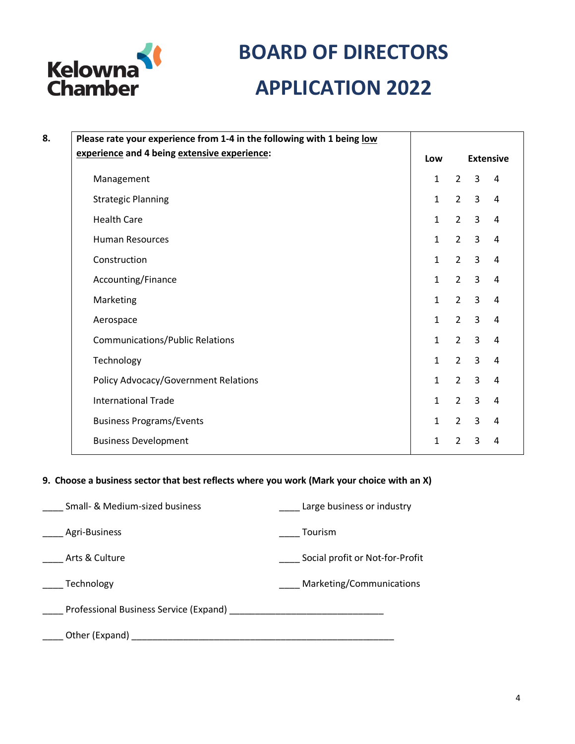# BOARD OF DIRECTORS APPLICATION 2022

| 8. Please rate your experience from 1-4 in the following with 1 being low experience and 4 being extensive experience: | Low | | | Extensive |
|---|---|---|---|---|
| Management | 1 | 2 | 3 | 4 |
| Strategic Planning | 1 | 2 | 3 | 4 |
| Health Care | 1 | 2 | 3 | 4 |
| Human Resources | 1 | 2 | 3 | 4 |
| Construction | 1 | 2 | 3 | 4 |
| Accounting/Finance | 1 | 2 | 3 | 4 |
| Marketing | 1 | 2 | 3 | 4 |
| Aerospace | 1 | 2 | 3 | 4 |
| Communications/Public Relations | 1 | 2 | 3 | 4 |
| Technology | 1 | 2 | 3 | 4 |
| Policy Advocacy/Government Relations | 1 | 2 | 3 | 4 |
| International Trade | 1 | 2 | 3 | 4 |
| Business Programs/Events | 1 | 2 | 3 | 4 |
| Business Development | 1 | 2 | 3 | 4 |

**9. Choose a business sector that best reflects where you work (Mark your choice with an X)**

____ Small- & Medium-sized business

____ Large business or industry

____ Agri-Business

____ Tourism

____ Arts & Culture

____ Social profit or Not-for-Profit

____ Technology

____ Marketing/Communications

____ Professional Business Service (Expand) ______________________________

____ Other (Expand) ____________________________________________________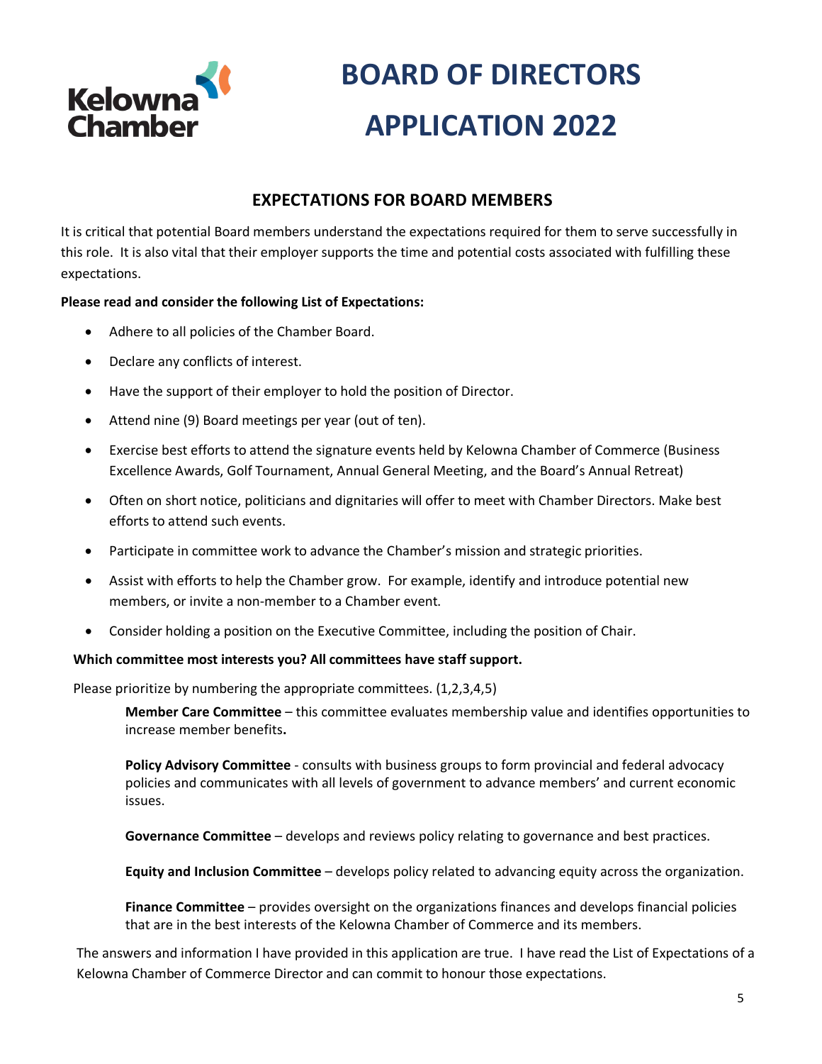Kelowna Chamber

# BOARD OF DIRECTORS APPLICATION 2022

## EXPECTATIONS FOR BOARD MEMBERS

It is critical that potential Board members understand the expectations required for them to serve successfully in this role. It is also vital that their employer supports the time and potential costs associated with fulfilling these expectations.

**Please read and consider the following List of Expectations:**

- Adhere to all policies of the Chamber Board.
- Declare any conflicts of interest.
- Have the support of their employer to hold the position of Director.
- Attend nine (9) Board meetings per year (out of ten).
- Exercise best efforts to attend the signature events held by Kelowna Chamber of Commerce (Business Excellence Awards, Golf Tournament, Annual General Meeting, and the Board's Annual Retreat)
- Often on short notice, politicians and dignitaries will offer to meet with Chamber Directors. Make best efforts to attend such events.
- Participate in committee work to advance the Chamber's mission and strategic priorities.
- Assist with efforts to help the Chamber grow. For example, identify and introduce potential new members, or invite a non-member to a Chamber event.
- Consider holding a position on the Executive Committee, including the position of Chair.

**Which committee most interests you? All committees have staff support.**

Please prioritize by numbering the appropriate committees. (1,2,3,4,5)

**Member Care Committee** – this committee evaluates membership value and identifies opportunities to increase member benefits**.**

**Policy Advisory Committee** - consults with business groups to form provincial and federal advocacy policies and communicates with all levels of government to advance members' and current economic issues.

**Governance Committee** – develops and reviews policy relating to governance and best practices.

**Equity and Inclusion Committee** – develops policy related to advancing equity across the organization.

**Finance Committee** – provides oversight on the organizations finances and develops financial policies that are in the best interests of the Kelowna Chamber of Commerce and its members.

The answers and information I have provided in this application are true. I have read the List of Expectations of a Kelowna Chamber of Commerce Director and can commit to honour those expectations.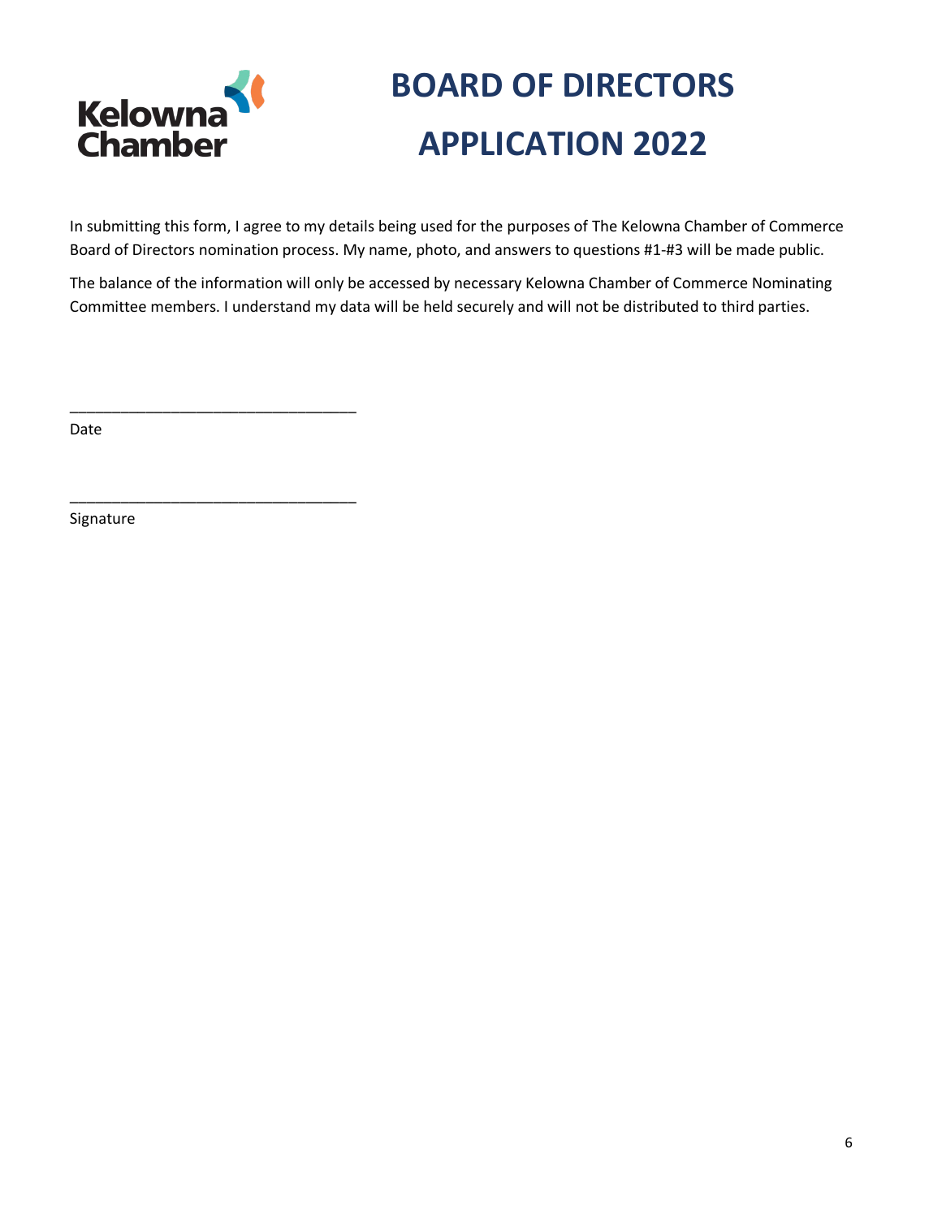Kelowna Chamber

# BOARD OF DIRECTORS APPLICATION 2022

In submitting this form, I agree to my details being used for the purposes of The Kelowna Chamber of Commerce Board of Directors nomination process. My name, photo, and answers to questions #1-#3 will be made public.

The balance of the information will only be accessed by necessary Kelowna Chamber of Commerce Nominating Committee members. I understand my data will be held securely and will not be distributed to third parties.

_________________________________

Date

_________________________________

Signature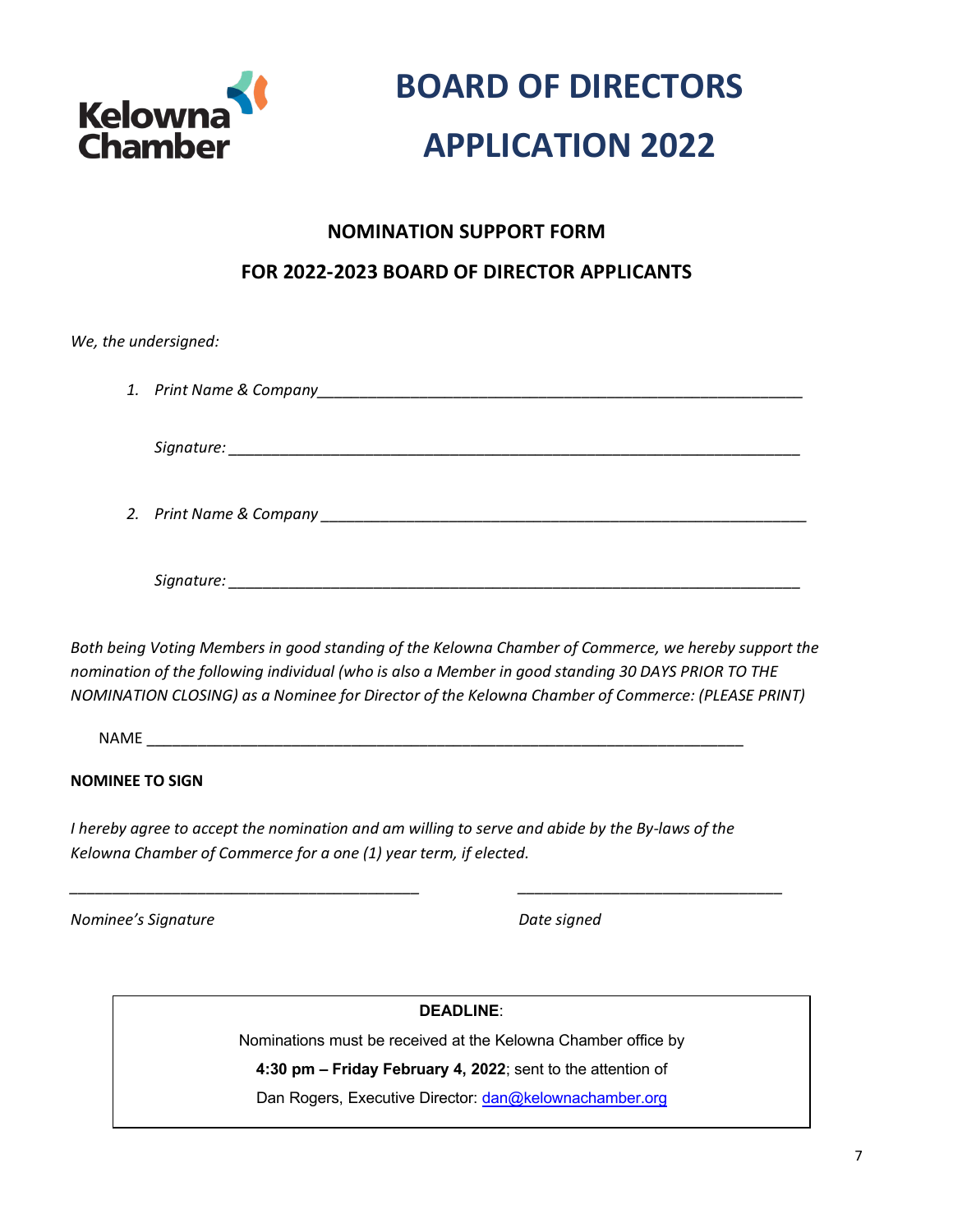Kelowna Chamber

# BOARD OF DIRECTORS APPLICATION 2022

## NOMINATION SUPPORT FORM

## FOR 2022-2023 BOARD OF DIRECTOR APPLICANTS

*We, the undersigned:*

1. *Print Name & Company*___________________________________________________________

   *Signature:* ______________________________________________________________________

2. *Print Name & Company* ___________________________________________________________

   *Signature:* ______________________________________________________________________

*Both being Voting Members in good standing of the Kelowna Chamber of Commerce, we hereby support the nomination of the following individual (who is also a Member in good standing 30 DAYS PRIOR TO THE NOMINATION CLOSING) as a Nominee for Director of the Kelowna Chamber of Commerce: (PLEASE PRINT)*

NAME ______________________________________________________________________

**NOMINEE TO SIGN**

*I hereby agree to accept the nomination and am willing to serve and abide by the By-laws of the Kelowna Chamber of Commerce for a one (1) year term, if elected.*

_________________________________________ _______________________________

*Nominee's Signature* *Date signed*

**DEADLINE**:

Nominations must be received at the Kelowna Chamber office by

**4:30 pm – Friday February 4, 2022**; sent to the attention of

Dan Rogers, Executive Director: dan@kelownachamber.org